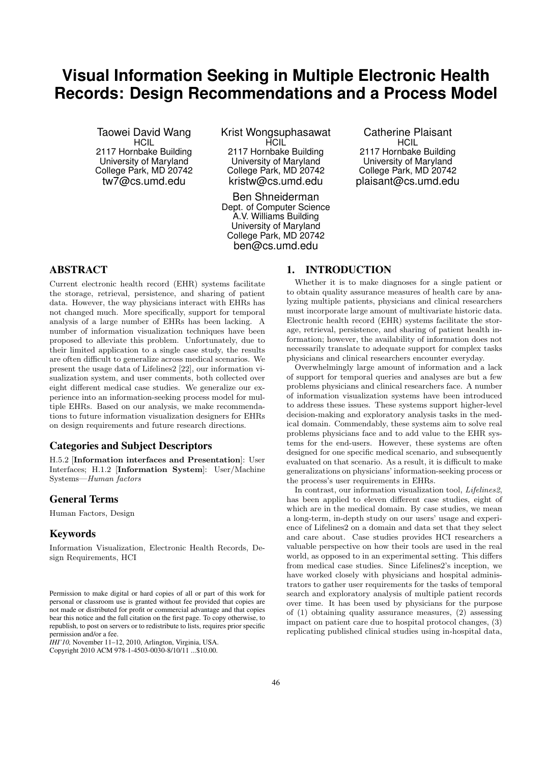# Visual Information Seeking in Multiple Electronic Health Records: Design Recommendations and a Process Model

Taowei David Wang
HCIL
2117 Hornbake Building
University of Maryland
College Park, MD 20742
tw7@cs.umd.edu

Krist Wongsuphasawat
HCIL
2117 Hornbake Building
University of Maryland
College Park, MD 20742
kristw@cs.umd.edu

Catherine Plaisant
HCIL
2117 Hornbake Building
University of Maryland
College Park, MD 20742
plaisant@cs.umd.edu

Ben Shneiderman
Dept. of Computer Science
A.V. Williams Building
University of Maryland
College Park, MD 20742
ben@cs.umd.edu

## ABSTRACT

Current electronic health record (EHR) systems facilitate the storage, retrieval, persistence, and sharing of patient data. However, the way physicians interact with EHRs has not changed much. More specifically, support for temporal analysis of a large number of EHRs has been lacking. A number of information visualization techniques have been proposed to alleviate this problem. Unfortunately, due to their limited application to a single case study, the results are often difficult to generalize across medical scenarios. We present the usage data of Lifelines2 [22], our information visualization system, and user comments, both collected over eight different medical case studies. We generalize our experience into an information-seeking process model for multiple EHRs. Based on our analysis, we make recommendations to future information visualization designers for EHRs on design requirements and future research directions.

### Categories and Subject Descriptors

H.5.2 [**Information interfaces and Presentation**]: User Interfaces; H.1.2 [**Information System**]: User/Machine Systems—*Human factors*

### General Terms

Human Factors, Design

### Keywords

Information Visualization, Electronic Health Records, Design Requirements, HCI

Permission to make digital or hard copies of all or part of this work for personal or classroom use is granted without fee provided that copies are not made or distributed for profit or commercial advantage and that copies bear this notice and the full citation on the first page. To copy otherwise, to republish, to post on servers or to redistribute to lists, requires prior specific permission and/or a fee.
*IHI'10,* November 11–12, 2010, Arlington, Virginia, USA.
Copyright 2010 ACM 978-1-4503-0030-8/10/11 ...$10.00.

## 1. INTRODUCTION

Whether it is to make diagnoses for a single patient or to obtain quality assurance measures of health care by analyzing multiple patients, physicians and clinical researchers must incorporate large amount of multivariate historic data. Electronic health record (EHR) systems facilitate the storage, retrieval, persistence, and sharing of patient health information; however, the availability of information does not necessarily translate to adequate support for complex tasks physicians and clinical researchers encounter everyday.

Overwhelmingly large amount of information and a lack of support for temporal queries and analyses are but a few problems physicians and clinical researchers face. A number of information visualization systems have been introduced to address these issues. These systems support higher-level decision-making and exploratory analysis tasks in the medical domain. Commendably, these systems aim to solve real problems physicians face and to add value to the EHR systems for the end-users. However, these systems are often designed for one specific medical scenario, and subsequently evaluated on that scenario. As a result, it is difficult to make generalizations on physicians' information-seeking process or the process's user requirements in EHRs.

In contrast, our information visualization tool, *Lifelines2*, has been applied to eleven different case studies, eight of which are in the medical domain. By case studies, we mean a long-term, in-depth study on our users' usage and experience of Lifelines2 on a domain and data set that they select and care about. Case studies provides HCI researchers a valuable perspective on how their tools are used in the real world, as opposed to in an experimental setting. This differs from medical case studies. Since Lifelines2's inception, we have worked closely with physicians and hospital administrators to gather user requirements for the tasks of temporal search and exploratory analysis of multiple patient records over time. It has been used by physicians for the purpose of (1) obtaining quality assurance measures, (2) assessing impact on patient care due to hospital protocol changes, (3) replicating published clinical studies using in-hospital data,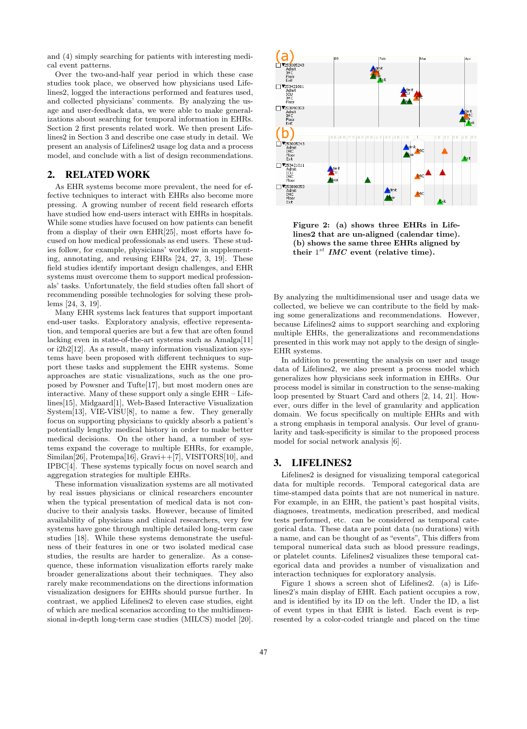and (4) simply searching for patients with interesting medical event patterns.

Over the two-and-half year period in which these case studies took place, we observed how physicians used Lifelines2, logged the interactions performed and features used, and collected physicians' comments. By analyzing the usage and user-feedback data, we were able to make generalizations about searching for temporal information in EHRs. Section 2 first presents related work. We then present Lifelines2 in Section 3 and describe one case study in detail. We present an analysis of Lifelines2 usage log data and a process model, and conclude with a list of design recommendations.

## 2. RELATED WORK

As EHR systems become more prevalent, the need for effective techniques to interact with EHRs also become more pressing. A growing number of recent field research efforts have studied how end-users interact with EHRs in hospitals. While some studies have focused on how patients can benefit from a display of their own EHR[25], most efforts have focused on how medical professionals as end users. These studies follow, for example, physicians' workflow in supplementing, annotating, and reusing EHRs [24, 27, 3, 19]. These field studies identify important design challenges, and EHR systems must overcome them to support medical professionals' tasks. Unfortunately, the field studies often fall short of recommending possible technologies for solving these problems [24, 3, 19].

Many EHR systems lack features that support important end-user tasks. Exploratory analysis, effective representation, and temporal queries are but a few that are often found lacking even in state-of-the-art systems such as Amalga[11] or i2b2[12]. As a result, many information visualization systems have been proposed with different techniques to support these tasks and supplement the EHR systems. Some approaches are static visualizations, such as the one proposed by Powsner and Tufte[17], but most modern ones are interactive. Many of these support only a single EHR – Lifelines[15], Midgaard[1], Web-Based Interactive Visualization System[13], VIE-VISU[8], to name a few. They generally focus on supporting physicians to quickly absorb a patient's potentially lengthy medical history in order to make better medical decisions. On the other hand, a number of systems expand the coverage to multiple EHRs, for example, Similan[26], Protempa[16], Gravi++[7], VISITORS[10], and IPBC[4]. These systems typically focus on novel search and aggregation strategies for multiple EHRs.

These information visualization systems are all motivated by real issues physicians or clinical researchers encounter when the typical presentation of medical data is not conducive to their analysis tasks. However, because of limited availability of physicians and clinical researchers, very few systems have gone through multiple detailed long-term case studies [18]. While these systems demonstrate the usefulness of their features in one or two isolated medical case studies, the results are harder to generalize. As a consequence, these information visualization efforts rarely make broader generalizations about their techniques. They also rarely make recommendations on the directions information visualization designers for EHRs should pursue further. In contrast, we applied Lifelines2 to eleven case studies, eight of which are medical scenarios according to the multidimensional in-depth long-term case studies (MILCS) model [20].

**Figure 2: (a) shows three EHRs in Lifelines2 that are un-aligned (calendar time). (b) shows the same three EHRs aligned by their $1^{st}$ *IMC* event (relative time).**

By analyzing the multidimensional user and usage data we collected, we believe we can contribute to the field by making some generalizations and recommendations. However, because Lifelines2 aims to support searching and exploring multiple EHRs, the generalizations and recommendations presented in this work may not apply to the design of single-EHR systems.

In addition to presenting the analysis on user and usage data of Lifelines2, we also present a process model which generalizes how physicians seek information in EHRs. Our process model is similar in construction to the sense-making loop presented by Stuart Card and others [2, 14, 21]. However, ours differ in the level of granularity and application domain. We focus specifically on multiple EHRs and with a strong emphasis in temporal analysis. Our level of granularity and task-specificity is similar to the proposed process model for social network analysis [6].

## 3. LIFELINES2

Lifelines2 is designed for visualizing temporal categorical data for multiple records. Temporal categorical data are time-stamped data points that are not numerical in nature. For example, in an EHR, the patient's past hospital visits, diagnoses, treatments, medication prescribed, and medical tests performed, etc. can be considered as temporal categorical data. These data are point data (no durations) with a name, and can be thought of as "events", This differs from temporal numerical data such as blood pressure readings, or platelet counts. Lifelines2 visualizes these temporal categorical data and provides a number of visualization and interaction techniques for exploratory analysis.

Figure 1 shows a screen shot of Lifelines2. (a) is Lifelines2's main display of EHR. Each patient occupies a row, and is identified by its ID on the left. Under the ID, a list of event types in that EHR is listed. Each event is represented by a color-coded triangle and placed on the time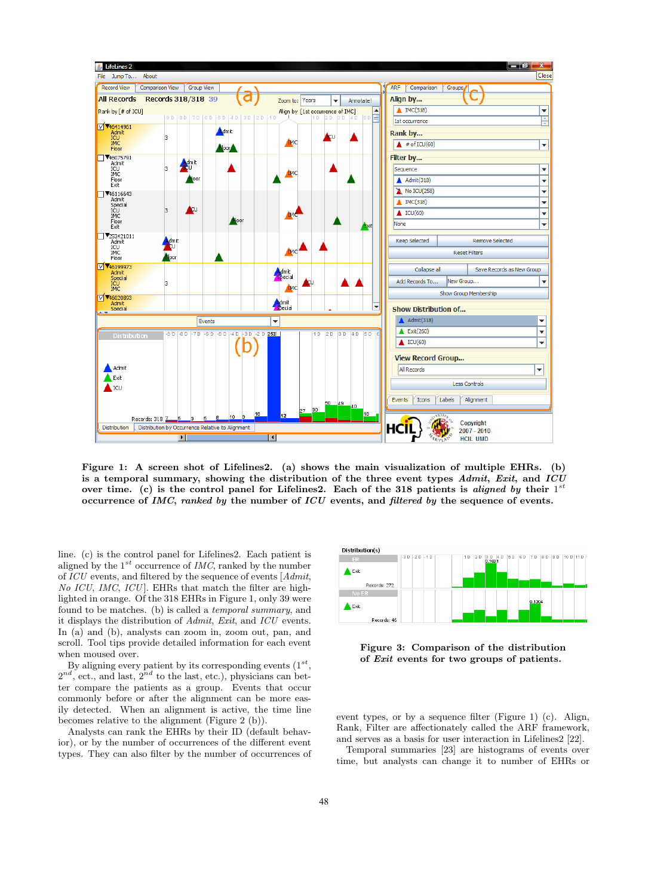**Figure 1: A screen shot of Lifelines2. (a) shows the main visualization of multiple EHRs. (b) is a temporal summary, showing the distribution of the three event types *Admit*, *Exit*, and *ICU* over time. (c) is the control panel for Lifelines2. Each of the 318 patients is *aligned by* their $1^{st}$ occurrence of *IMC*, *ranked by* the number of *ICU* events, and *filtered by* the sequence of events.**

line. (c) is the control panel for Lifelines2. Each patient is aligned by the $1^{st}$ occurrence of *IMC*, ranked by the number of *ICU* events, and filtered by the sequence of events [*Admit*, *No ICU*, *IMC*, *ICU*]. EHRs that match the filter are highlighted in orange. Of the 318 EHRs in Figure 1, only 39 were found to be matches. (b) is called a *temporal summary*, and it displays the distribution of *Admit*, *Exit*, and *ICU* events. In (a) and (b), analysts can zoom in, zoom out, pan, and scroll. Tool tips provide detailed information for each event when moused over.

By aligning every patient by its corresponding events ($1^{st}$, $2^{nd}$, ect., and last, $2^{nd}$ to the last, etc.), physicians can better compare the patients as a group. Events that occur commonly before or after the alignment can be more easily detected. When an alignment is active, the time line becomes relative to the alignment (Figure 2 (b)).

Analysts can rank the EHRs by their ID (default behavior), or by the number of occurrences of the different event types. They can also filter by the number of occurrences of event types, or by a sequence filter (Figure 1) (c). Align, Rank, Filter are affectionately called the ARF framework, and serves as a basis for user interaction in Lifelines2 [22].

Temporal summaries [23] are histograms of events over time, but analysts can change it to number of EHRs or

**Figure 3: Comparison of the distribution of *Exit* events for two groups of patients.**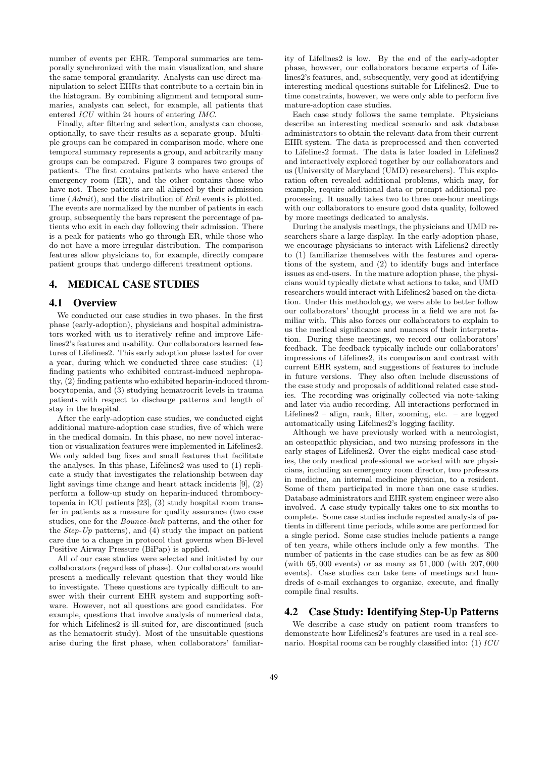number of events per EHR. Temporal summaries are temporally synchronized with the main visualization, and share the same temporal granularity. Analysts can use direct manipulation to select EHRs that contribute to a certain bin in the histogram. By combining alignment and temporal summaries, analysts can select, for example, all patients that entered *ICU* within 24 hours of entering *IMC*.

Finally, after filtering and selection, analysts can choose, optionally, to save their results as a separate group. Multiple groups can be compared in comparison mode, where one temporal summary represents a group, and arbitrarily many groups can be compared. Figure 3 compares two groups of patients. The first contains patients who have entered the emergency room (ER), and the other contains those who have not. These patients are all aligned by their admission time (*Admit*), and the distribution of *Exit* events is plotted. The events are normalized by the number of patients in each group, subsequently the bars represent the percentage of patients who exit in each day following their admission. There is a peak for patients who go through ER, while those who do not have a more irregular distribution. The comparison features allow physicians to, for example, directly compare patient groups that undergo different treatment options.

## 4. MEDICAL CASE STUDIES

### 4.1 Overview

We conducted our case studies in two phases. In the first phase (early-adoption), physicians and hospital administrators worked with us to iteratively refine and improve Lifelines2's features and usability. Our collaborators learned features of Lifelines2. This early adoption phase lasted for over a year, during which we conducted three case studies: (1) finding patients who exhibited contrast-induced nephropathy, (2) finding patients who exhibited heparin-induced thrombocytopenia, and (3) studying hematocrit levels in trauma patients with respect to discharge patterns and length of stay in the hospital.

After the early-adoption case studies, we conducted eight additional mature-adoption case studies, five of which were in the medical domain. In this phase, no new novel interaction or visualization features were implemented in Lifelines2. We only added bug fixes and small features that facilitate the analyses. In this phase, Lifelines2 was used to (1) replicate a study that investigates the relationship between day light savings time change and heart attack incidents [9], (2) perform a follow-up study on heparin-induced thrombocytopenia in ICU patients [23], (3) study hospital room transfer in patients as a measure for quality assurance (two case studies, one for the *Bounce-back* patterns, and the other for the *Step-Up* patterns), and (4) study the impact on patient care due to a change in protocol that governs when Bi-level Positive Airway Pressure (BiPap) is applied.

All of our case studies were selected and initiated by our collaborators (regardless of phase). Our collaborators would present a medically relevant question that they would like to investigate. These questions are typically difficult to answer with their current EHR system and supporting software. However, not all questions are good candidates. For example, questions that involve analysis of numerical data, for which Lifelines2 is ill-suited for, are discontinued (such as the hematocrit study). Most of the unsuitable questions arise during the first phase, when collaborators' familiarity of Lifelines2 is low. By the end of the early-adopter phase, however, our collaborators became experts of Lifelines2's features, and, subsequently, very good at identifying interesting medical questions suitable for Lifelines2. Due to time constraints, however, we were only able to perform five mature-adoption case studies.

Each case study follows the same template. Physicians describe an interesting medical scenario and ask database administrators to obtain the relevant data from their current EHR system. The data is preprocessed and then converted to Lifelines2 format. The data is later loaded in Lifelines2 and interactively explored together by our collaborators and us (University of Maryland (UMD) researchers). This exploration often revealed additional problems, which may, for example, require additional data or prompt additional preprocessing. It usually takes two to three one-hour meetings with our collaborators to ensure good data quality, followed by more meetings dedicated to analysis.

During the analysis meetings, the physicians and UMD researchers share a large display. In the early-adoption phase, we encourage physicians to interact with Lifeliens2 directly to (1) familiarize themselves with the features and operations of the system, and (2) to identify bugs and interface issues as end-users. In the mature adoption phase, the physicians would typically dictate what actions to take, and UMD researchers would interact with Lifelines2 based on the dictation. Under this methodology, we were able to better follow our collaborators' thought process in a field we are not familiar with. This also forces our collaborators to explain to us the medical significance and nuances of their interpretation. During these meetings, we record our collaborators' feedback. The feedback typically include our collaborators' impressions of Lifelines2, its comparison and contrast with current EHR system, and suggestions of features to include in future versions. They also often include discussions of the case study and proposals of additional related case studies. The recording was originally collected via note-taking and later via audio recording. All interactions performed in Lifelines2 – align, rank, filter, zooming, etc. – are logged automatically using Lifelines2's logging facility.

Although we have previously worked with a neurologist, an osteopathic physician, and two nursing professors in the early stages of Lifelines2. Over the eight medical case studies, the only medical professional we worked with are physicians, including an emergency room director, two professors in medicine, an internal medicine physician, to a resident. Some of them participated in more than one case studies. Database administrators and EHR system engineer were also involved. A case study typically takes one to six months to complete. Some case studies include repeated analysis of patients in different time periods, while some are performed for a single period. Some case studies include patients a range of ten years, while others include only a few months. The number of patients in the case studies can be as few as 800 (with 65,000 events) or as many as 51,000 (with 207,000 events). Case studies can take tens of meetings and hundreds of e-mail exchanges to organize, execute, and finally compile final results.

### 4.2 Case Study: Identifying Step-Up Patterns

We describe a case study on patient room transfers to demonstrate how Lifelines2's features are used in a real scenario. Hospital rooms can be roughly classified into: (1) *ICU*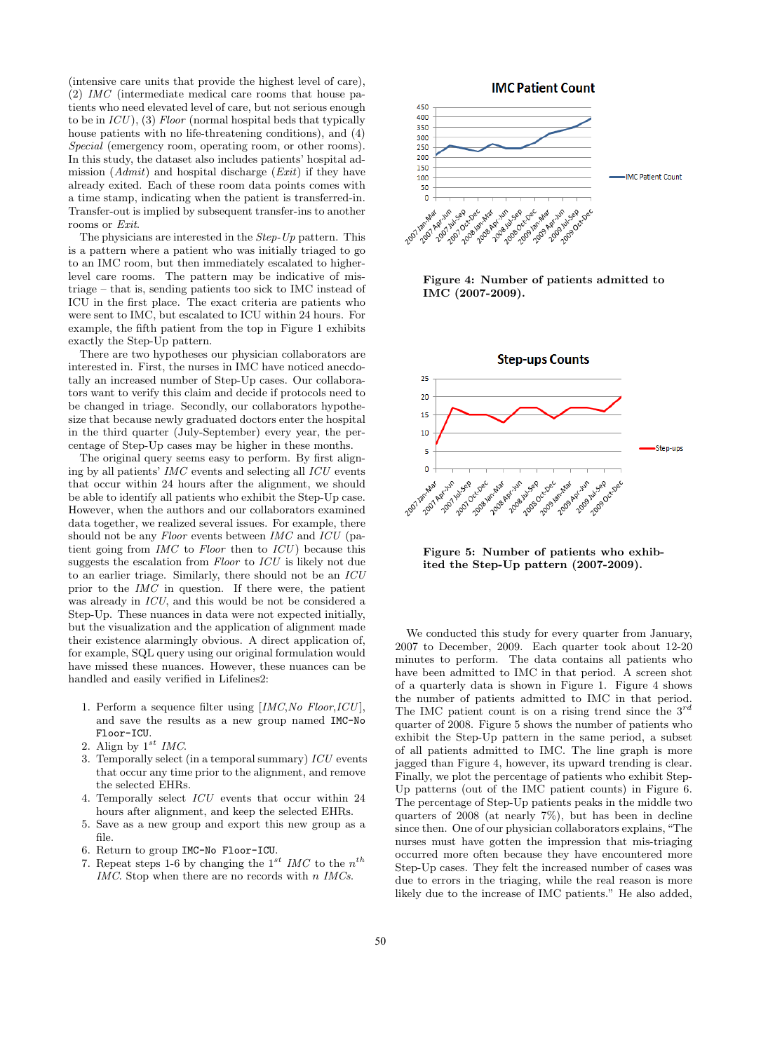(intensive care units that provide the highest level of care), (2) *IMC* (intermediate medical care rooms that house patients who need elevated level of care, but not serious enough to be in *ICU*), (3) *Floor* (normal hospital beds that typically house patients with no life-threatening conditions), and (4) *Special* (emergency room, operating room, or other rooms). In this study, the dataset also includes patients' hospital admission (*Admit*) and hospital discharge (*Exit*) if they have already exited. Each of these room data points comes with a time stamp, indicating when the patient is transferred-in. Transfer-out is implied by subsequent transfer-ins to another rooms or *Exit*.

The physicians are interested in the *Step-Up* pattern. This is a pattern where a patient who was initially triaged to go to an IMC room, but then immediately escalated to higher-level care rooms. The pattern may be indicative of mis-triage – that is, sending patients too sick to IMC instead of ICU in the first place. The exact criteria are patients who were sent to IMC, but escalated to ICU within 24 hours. For example, the fifth patient from the top in Figure 1 exhibits exactly the Step-Up pattern.

There are two hypotheses our physician collaborators are interested in. First, the nurses in IMC have noticed anecdotally an increased number of Step-Up cases. Our collaborators want to verify this claim and decide if protocols need to be changed in triage. Secondly, our collaborators hypothesize that because newly graduated doctors enter the hospital in the third quarter (July-September) every year, the percentage of Step-Up cases may be higher in these months.

The original query seems easy to perform. By first aligning by all patients' *IMC* events and selecting all *ICU* events that occur within 24 hours after the alignment, we should be able to identify all patients who exhibit the Step-Up case. However, when the authors and our collaborators examined data together, we realized several issues. For example, there should not be any *Floor* events between *IMC* and *ICU* (patient going from *IMC* to *Floor* then to *ICU*) because this suggests the escalation from *Floor* to *ICU* is likely not due to an earlier triage. Similarly, there should not be an *ICU* prior to the *IMC* in question. If there were, the patient was already in *ICU*, and this would be not be considered a Step-Up. These nuances in data were not expected initially, but the visualization and the application of alignment made their existence alarmingly obvious. A direct application of, for example, SQL query using our original formulation would have missed these nuances. However, these nuances can be handled and easily verified in Lifelines2:

1. Perform a sequence filter using [*IMC*,*No Floor*,*ICU*], and save the results as a new group named `IMC-No Floor-ICU`.
2. Align by $1^{st}$ *IMC*.
3. Temporally select (in a temporal summary) *ICU* events that occur any time prior to the alignment, and remove the selected EHRs.
4. Temporally select *ICU* events that occur within 24 hours after alignment, and keep the selected EHRs.
5. Save as a new group and export this new group as a file.
6. Return to group `IMC-No Floor-ICU`.
7. Repeat steps 1-6 by changing the $1^{st}$ *IMC* to the $n^{th}$ *IMC*. Stop when there are no records with *n IMCs*.

**Figure 4: Number of patients admitted to IMC (2007-2009).**

**Figure 5: Number of patients who exhibited the Step-Up pattern (2007-2009).**

We conducted this study for every quarter from January, 2007 to December, 2009. Each quarter took about 12-20 minutes to perform. The data contains all patients who have been admitted to IMC in that period. A screen shot of a quarterly data is shown in Figure 1. Figure 4 shows the number of patients admitted to IMC in that period. The IMC patient count is on a rising trend since the $3^{rd}$ quarter of 2008. Figure 5 shows the number of patients who exhibit the Step-Up pattern in the same period, a subset of all patients admitted to IMC. The line graph is more jagged than Figure 4, however, its upward trending is clear. Finally, we plot the percentage of patients who exhibit Step-Up patterns (out of the IMC patient counts) in Figure 6. The percentage of Step-Up patients peaks in the middle two quarters of 2008 (at nearly 7%), but has been in decline since then. One of our physician collaborators explains, "The nurses must have gotten the impression that mis-triaging occurred more often because they have encountered more Step-Up cases. They felt the increased number of cases was due to errors in the triaging, while the real reason is more likely due to the increase of IMC patients." He also added,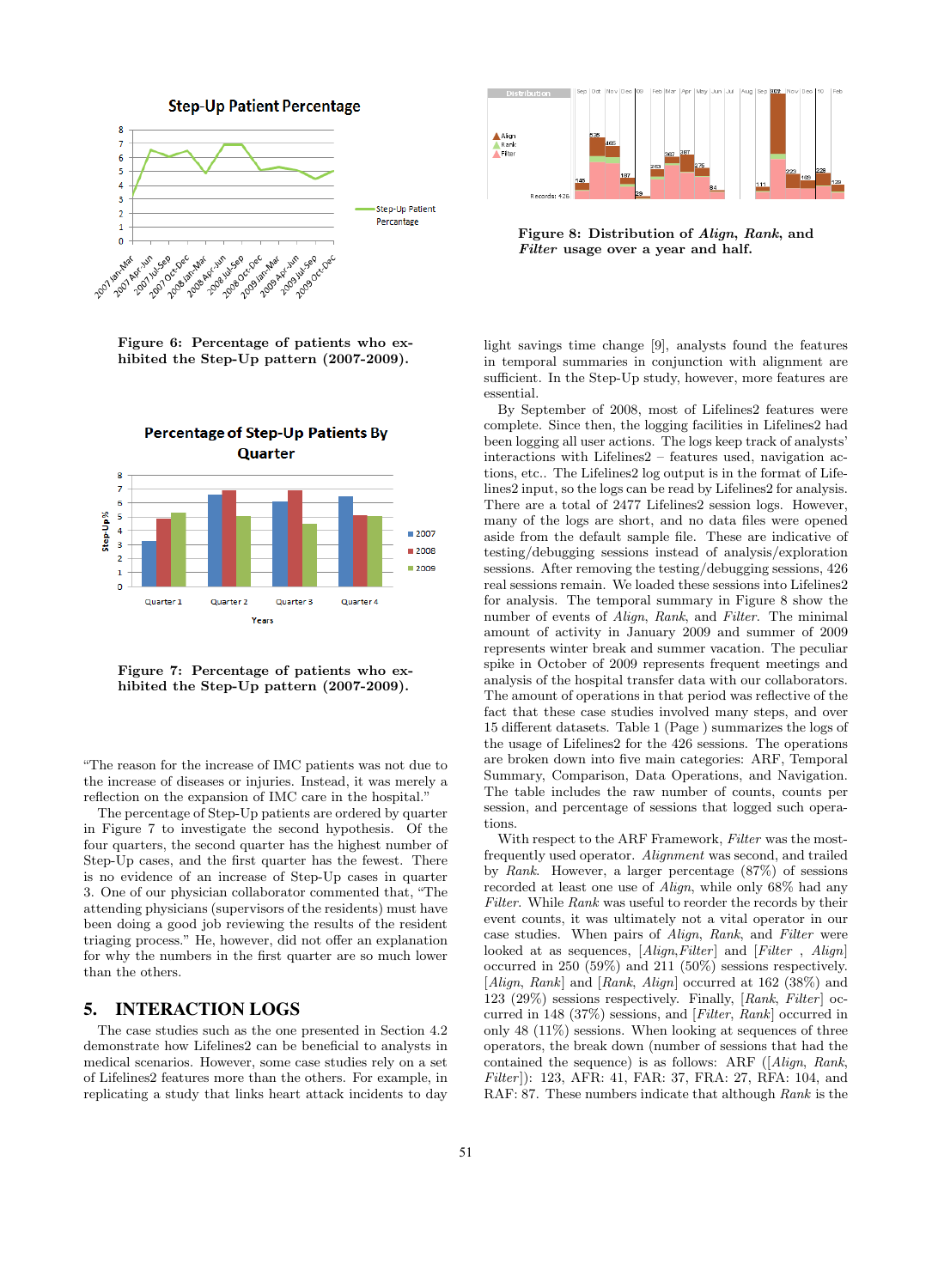Figure 6: Percentage of patients who exhibited the Step-Up pattern (2007-2009).

Figure 7: Percentage of patients who exhibited the Step-Up pattern (2007-2009).

"The reason for the increase of IMC patients was not due to the increase of diseases or injuries. Instead, it was merely a reflection on the expansion of IMC care in the hospital."

The percentage of Step-Up patients are ordered by quarter in Figure 7 to investigate the second hypothesis. Of the four quarters, the second quarter has the highest number of Step-Up cases, and the first quarter has the fewest. There is no evidence of an increase of Step-Up cases in quarter 3. One of our physician collaborator commented that, "The attending physicians (supervisors of the residents) must have been doing a good job reviewing the results of the resident triaging process." He, however, did not offer an explanation for why the numbers in the first quarter are so much lower than the others.

## 5. INTERACTION LOGS

The case studies such as the one presented in Section 4.2 demonstrate how Lifelines2 can be beneficial to analysts in medical scenarios. However, some case studies rely on a set of Lifelines2 features more than the others. For example, in replicating a study that links heart attack incidents to day light savings time change [9], analysts found the features in temporal summaries in conjunction with alignment are sufficient. In the Step-Up study, however, more features are essential.

By September of 2008, most of Lifelines2 features were complete. Since then, the logging facilities in Lifelines2 had been logging all user actions. The logs keep track of analysts' interactions with Lifelines2 – features used, navigation actions, etc.. The Lifelines2 log output is in the format of Lifelines2 input, so the logs can be read by Lifelines2 for analysis. There are a total of 2477 Lifelines2 session logs. However, many of the logs are short, and no data files were opened aside from the default sample file. These are indicative of testing/debugging sessions instead of analysis/exploration sessions. After removing the testing/debugging sessions, 426 real sessions remain. We loaded these sessions into Lifelines2 for analysis. The temporal summary in Figure 8 show the number of events of *Align*, *Rank*, and *Filter*. The minimal amount of activity in January 2009 and summer of 2009 represents winter break and summer vacation. The peculiar spike in October of 2009 represents frequent meetings and analysis of the hospital transfer data with our collaborators. The amount of operations in that period was reflective of the fact that these case studies involved many steps, and over 15 different datasets. Table 1 (Page ) summarizes the logs of the usage of Lifelines2 for the 426 sessions. The operations are broken down into five main categories: ARF, Temporal Summary, Comparison, Data Operations, and Navigation. The table includes the raw number of counts, counts per session, and percentage of sessions that logged such operations.

With respect to the ARF Framework, *Filter* was the most-frequently used operator. *Alignment* was second, and trailed by *Rank*. However, a larger percentage (87%) of sessions recorded at least one use of *Align*, while only 68% had any *Filter*. While *Rank* was useful to reorder the records by their event counts, it was ultimately not a vital operator in our case studies. When pairs of *Align*, *Rank*, and *Filter* were looked at as sequences, [*Align*,*Filter*] and [*Filter* , *Align*] occurred in 250 (59%) and 211 (50%) sessions respectively. [*Align*, *Rank*] and [*Rank*, *Align*] occurred at 162 (38%) and 123 (29%) sessions respectively. Finally, [*Rank*, *Filter*] occurred in 148 (37%) sessions, and [*Filter*, *Rank*] occurred in only 48 (11%) sessions. When looking at sequences of three operators, the break down (number of sessions that had the contained the sequence) is as follows: ARF ([*Align*, *Rank*, *Filter*]): 123, AFR: 41, FAR: 37, FRA: 27, RFA: 104, and RAF: 87. These numbers indicate that although *Rank* is the

Figure 8: Distribution of *Align*, *Rank*, and *Filter* usage over a year and half.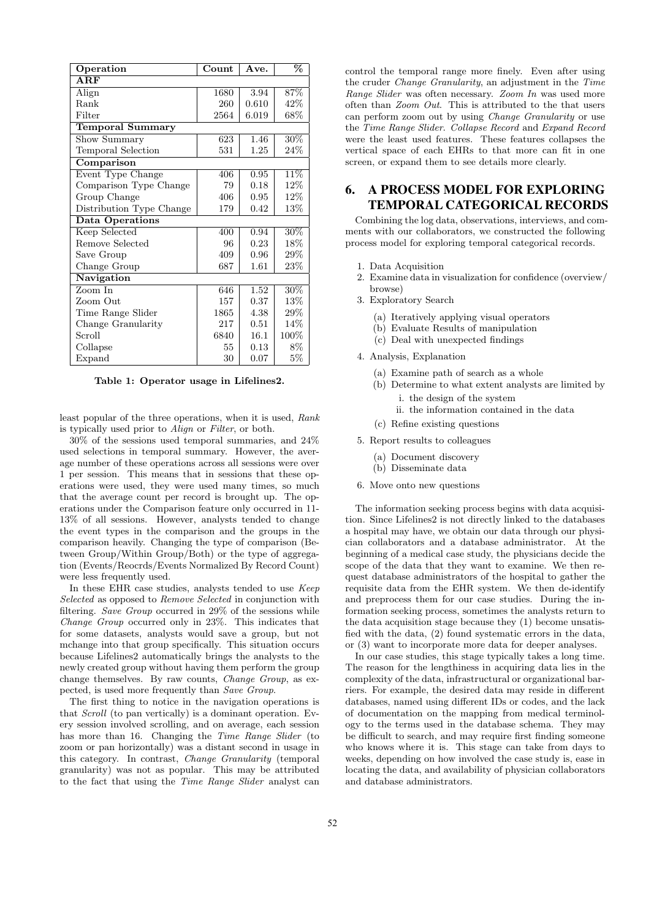| Operation | Count | Ave. | % |
|---|---|---|---|
| **ARF** | | | |
| Align | 1680 | 3.94 | 87% |
| Rank | 260 | 0.610 | 42% |
| Filter | 2564 | 6.019 | 68% |
| **Temporal Summary** | | | |
| Show Summary | 623 | 1.46 | 30% |
| Temporal Selection | 531 | 1.25 | 24% |
| **Comparison** | | | |
| Event Type Change | 406 | 0.95 | 11% |
| Comparison Type Change | 79 | 0.18 | 12% |
| Group Change | 406 | 0.95 | 12% |
| Distribution Type Change | 179 | 0.42 | 13% |
| **Data Operations** | | | |
| Keep Selected | 400 | 0.94 | 30% |
| Remove Selected | 96 | 0.23 | 18% |
| Save Group | 409 | 0.96 | 29% |
| Change Group | 687 | 1.61 | 23% |
| **Navigation** | | | |
| Zoom In | 646 | 1.52 | 30% |
| Zoom Out | 157 | 0.37 | 13% |
| Time Range Slider | 1865 | 4.38 | 29% |
| Change Granularity | 217 | 0.51 | 14% |
| Scroll | 6840 | 16.1 | 100% |
| Collapse | 55 | 0.13 | 8% |
| Expand | 30 | 0.07 | 5% |

**Table 1: Operator usage in Lifelines2.**

least popular of the three operations, when it is used, *Rank* is typically used prior to *Align* or *Filter*, or both.

30% of the sessions used temporal summaries, and 24% used selections in temporal summary. However, the average number of these operations across all sessions were over 1 per session. This means that in sessions that these operations were used, they were used many times, so much that the average count per record is brought up. The operations under the Comparison feature only occurred in 11-13% of all sessions. However, analysts tended to change the event types in the comparison and the groups in the comparison heavily. Changing the type of comparison (Between Group/Within Group/Both) or the type of aggregation (Events/Reocrds/Events Normalized By Record Count) were less frequently used.

In these EHR case studies, analysts tended to use *Keep Selected* as opposed to *Remove Selected* in conjunction with filtering. *Save Group* occurred in 29% of the sessions while *Change Group* occurred only in 23%. This indicates that for some datasets, analysts would save a group, but not mchange into that group specifically. This situation occurs because Lifelines2 automatically brings the analysts to the newly created group without having them perform the group change themselves. By raw counts, *Change Group*, as expected, is used more frequently than *Save Group*.

The first thing to notice in the navigation operations is that *Scroll* (to pan vertically) is a dominant operation. Every session involved scrolling, and on average, each session has more than 16. Changing the *Time Range Slider* (to zoom or pan horizontally) was a distant second in usage in this category. In contrast, *Change Granularity* (temporal granularity) was not as popular. This may be attributed to the fact that using the *Time Range Slider* analyst can control the temporal range more finely. Even after using the cruder *Change Granularity*, an adjustment in the *Time Range Slider* was often necessary. *Zoom In* was used more often than *Zoom Out*. This is attributed to the that users can perform zoom out by using *Change Granularity* or use the *Time Range Slider*. *Collapse Record* and *Expand Record* were the least used features. These features collapses the vertical space of each EHRs to that more can fit in one screen, or expand them to see details more clearly.

## 6. A PROCESS MODEL FOR EXPLORING TEMPORAL CATEGORICAL RECORDS

Combining the log data, observations, interviews, and comments with our collaborators, we constructed the following process model for exploring temporal categorical records.

1. Data Acquisition
2. Examine data in visualization for confidence (overview/browse)
3. Exploratory Search
   - (a) Iteratively applying visual operators
   - (b) Evaluate Results of manipulation
   - (c) Deal with unexpected findings
4. Analysis, Explanation
   - (a) Examine path of search as a whole
   - (b) Determine to what extent analysts are limited by
     - i. the design of the system
     - ii. the information contained in the data
   - (c) Refine existing questions
5. Report results to colleagues
   - (a) Document discovery
   - (b) Disseminate data
6. Move onto new questions

The information seeking process begins with data acquisition. Since Lifelines2 is not directly linked to the databases a hospital may have, we obtain our data through our physician collaborators and a database administrator. At the beginning of a medical case study, the physicians decide the scope of the data that they want to examine. We then request database administrators of the hospital to gather the requisite data from the EHR system. We then de-identify and preprocess them for our case studies. During the information seeking process, sometimes the analysts return to the data acquisition stage because they (1) become unsatisfied with the data, (2) found systematic errors in the data, or (3) want to incorporate more data for deeper analyses.

In our case studies, this stage typically takes a long time. The reason for the lengthiness in acquiring data lies in the complexity of the data, infrastructural or organizational barriers. For example, the desired data may reside in different databases, named using different IDs or codes, and the lack of documentation on the mapping from medical terminology to the terms used in the database schema. They may be difficult to search, and may require first finding someone who knows where it is. This stage can take from days to weeks, depending on how involved the case study is, ease in locating the data, and availability of physician collaborators and database administrators.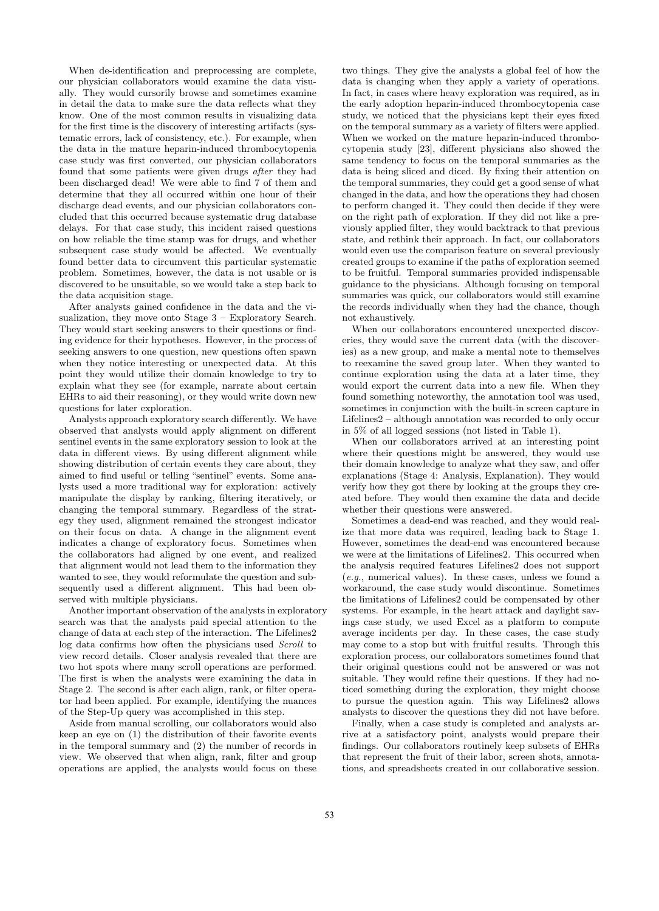When de-identification and preprocessing are complete, our physician collaborators would examine the data visually. They would cursorily browse and sometimes examine in detail the data to make sure the data reflects what they know. One of the most common results in visualizing data for the first time is the discovery of interesting artifacts (systematic errors, lack of consistency, etc.). For example, when the data in the mature heparin-induced thrombocytopenia case study was first converted, our physician collaborators found that some patients were given drugs *after* they had been discharged dead! We were able to find 7 of them and determine that they all occurred within one hour of their discharge dead events, and our physician collaborators concluded that this occurred because systematic drug database delays. For that case study, this incident raised questions on how reliable the time stamp was for drugs, and whether subsequent case study would be affected. We eventually found better data to circumvent this particular systematic problem. Sometimes, however, the data is not usable or is discovered to be unsuitable, so we would take a step back to the data acquisition stage.

After analysts gained confidence in the data and the visualization, they move onto Stage 3 – Exploratory Search. They would start seeking answers to their questions or finding evidence for their hypotheses. However, in the process of seeking answers to one question, new questions often spawn when they notice interesting or unexpected data. At this point they would utilize their domain knowledge to try to explain what they see (for example, narrate about certain EHRs to aid their reasoning), or they would write down new questions for later exploration.

Analysts approach exploratory search differently. We have observed that analysts would apply alignment on different sentinel events in the same exploratory session to look at the data in different views. By using different alignment while showing distribution of certain events they care about, they aimed to find useful or telling "sentinel" events. Some analysts used a more traditional way for exploration: actively manipulate the display by ranking, filtering iteratively, or changing the temporal summary. Regardless of the strategy they used, alignment remained the strongest indicator on their focus on data. A change in the alignment event indicates a change of exploratory focus. Sometimes when the collaborators had aligned by one event, and realized that alignment would not lead them to the information they wanted to see, they would reformulate the question and subsequently used a different alignment. This had been observed with multiple physicians.

Another important observation of the analysts in exploratory search was that the analysts paid special attention to the change of data at each step of the interaction. The Lifelines2 log data confirms how often the physicians used *Scroll* to view record details. Closer analysis revealed that there are two hot spots where many scroll operations are performed. The first is when the analysts were examining the data in Stage 2. The second is after each align, rank, or filter operator had been applied. For example, identifying the nuances of the Step-Up query was accomplished in this step.

Aside from manual scrolling, our collaborators would also keep an eye on (1) the distribution of their favorite events in the temporal summary and (2) the number of records in view. We observed that when align, rank, filter and group operations are applied, the analysts would focus on these two things. They give the analysts a global feel of how the data is changing when they apply a variety of operations. In fact, in cases where heavy exploration was required, as in the early adoption heparin-induced thrombocytopenia case study, we noticed that the physicians kept their eyes fixed on the temporal summary as a variety of filters were applied. When we worked on the mature heparin-induced thrombocytopenia study [23], different physicians also showed the same tendency to focus on the temporal summaries as the data is being sliced and diced. By fixing their attention on the temporal summaries, they could get a good sense of what changed in the data, and how the operations they had chosen to perform changed it. They could then decide if they were on the right path of exploration. If they did not like a previously applied filter, they would backtrack to that previous state, and rethink their approach. In fact, our collaborators would even use the comparison feature on several previously created groups to examine if the paths of exploration seemed to be fruitful. Temporal summaries provided indispensable guidance to the physicians. Although focusing on temporal summaries was quick, our collaborators would still examine the records individually when they had the chance, though not exhaustively.

When our collaborators encountered unexpected discoveries, they would save the current data (with the discoveries) as a new group, and make a mental note to themselves to reexamine the saved group later. When they wanted to continue exploration using the data at a later time, they would export the current data into a new file. When they found something noteworthy, the annotation tool was used, sometimes in conjunction with the built-in screen capture in Lifelines2 – although annotation was recorded to only occur in 5% of all logged sessions (not listed in Table 1).

When our collaborators arrived at an interesting point where their questions might be answered, they would use their domain knowledge to analyze what they saw, and offer explanations (Stage 4: Analysis, Explanation). They would verify how they got there by looking at the groups they created before. They would then examine the data and decide whether their questions were answered.

Sometimes a dead-end was reached, and they would realize that more data was required, leading back to Stage 1. However, sometimes the dead-end was encountered because we were at the limitations of Lifelines2. This occurred when the analysis required features Lifelines2 does not support (*e.g.*, numerical values). In these cases, unless we found a workaround, the case study would discontinue. Sometimes the limitations of Lifelines2 could be compensated by other systems. For example, in the heart attack and daylight savings case study, we used Excel as a platform to compute average incidents per day. In these cases, the case study may come to a stop but with fruitful results. Through this exploration process, our collaborators sometimes found that their original questions could not be answered or was not suitable. They would refine their questions. If they had noticed something during the exploration, they might choose to pursue the question again. This way Lifelines2 allows analysts to discover the questions they did not have before.

Finally, when a case study is completed and analysts arrive at a satisfactory point, analysts would prepare their findings. Our collaborators routinely keep subsets of EHRs that represent the fruit of their labor, screen shots, annotations, and spreadsheets created in our collaborative session.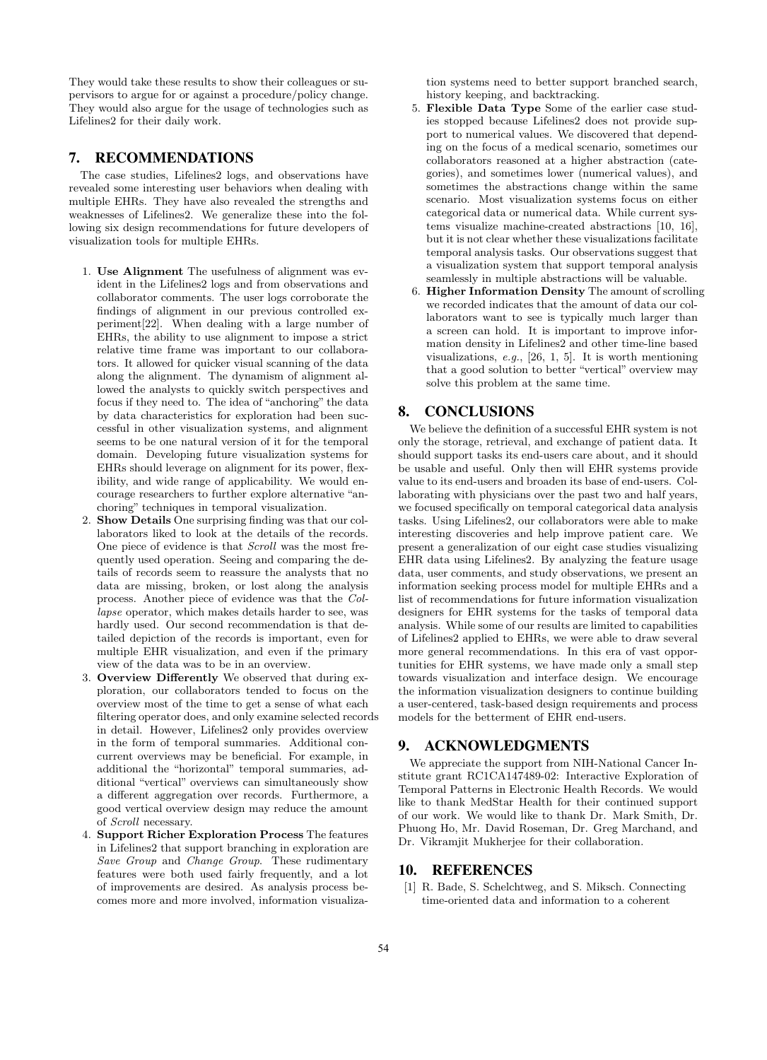They would take these results to show their colleagues or supervisors to argue for or against a procedure/policy change. They would also argue for the usage of technologies such as Lifelines2 for their daily work.

## 7. RECOMMENDATIONS

The case studies, Lifelines2 logs, and observations have revealed some interesting user behaviors when dealing with multiple EHRs. They have also revealed the strengths and weaknesses of Lifelines2. We generalize these into the following six design recommendations for future developers of visualization tools for multiple EHRs.

1. **Use Alignment** The usefulness of alignment was evident in the Lifelines2 logs and from observations and collaborator comments. The user logs corroborate the findings of alignment in our previous controlled experiment[22]. When dealing with a large number of EHRs, the ability to use alignment to impose a strict relative time frame was important to our collaborators. It allowed for quicker visual scanning of the data along the alignment. The dynamism of alignment allowed the analysts to quickly switch perspectives and focus if they need to. The idea of "anchoring" the data by data characteristics for exploration had been successful in other visualization systems, and alignment seems to be one natural version of it for the temporal domain. Developing future visualization systems for EHRs should leverage on alignment for its power, flexibility, and wide range of applicability. We would encourage researchers to further explore alternative "anchoring" techniques in temporal visualization.
2. **Show Details** One surprising finding was that our collaborators liked to look at the details of the records. One piece of evidence is that *Scroll* was the most frequently used operation. Seeing and comparing the details of records seem to reassure the analysts that no data are missing, broken, or lost along the analysis process. Another piece of evidence was that the *Collapse* operator, which makes details harder to see, was hardly used. Our second recommendation is that detailed depiction of the records is important, even for multiple EHR visualization, and even if the primary view of the data was to be in an overview.
3. **Overview Differently** We observed that during exploration, our collaborators tended to focus on the overview most of the time to get a sense of what each filtering operator does, and only examine selected records in detail. However, Lifelines2 only provides overview in the form of temporal summaries. Additional concurrent overviews may be beneficial. For example, in additional the "horizontal" temporal summaries, additional "vertical" overviews can simultaneously show a different aggregation over records. Furthermore, a good vertical overview design may reduce the amount of *Scroll* necessary.
4. **Support Richer Exploration Process** The features in Lifelines2 that support branching in exploration are *Save Group* and *Change Group*. These rudimentary features were both used fairly frequently, and a lot of improvements are desired. As analysis process becomes more and more involved, information visualization systems need to better support branched search, history keeping, and backtracking.
5. **Flexible Data Type** Some of the earlier case studies stopped because Lifelines2 does not provide support to numerical values. We discovered that depending on the focus of a medical scenario, sometimes our collaborators reasoned at a higher abstraction (categories), and sometimes lower (numerical values), and sometimes the abstractions change within the same scenario. Most visualization systems focus on either categorical data or numerical data. While current systems visualize machine-created abstractions [10, 16], but it is not clear whether these visualizations facilitate temporal analysis tasks. Our observations suggest that a visualization system that support temporal analysis seamlessly in multiple abstractions will be valuable.
6. **Higher Information Density** The amount of scrolling we recorded indicates that the amount of data our collaborators want to see is typically much larger than a screen can hold. It is important to improve information density in Lifelines2 and other time-line based visualizations, *e.g.*, [26, 1, 5]. It is worth mentioning that a good solution to better "vertical" overview may solve this problem at the same time.

## 8. CONCLUSIONS

We believe the definition of a successful EHR system is not only the storage, retrieval, and exchange of patient data. It should support tasks its end-users care about, and it should be usable and useful. Only then will EHR systems provide value to its end-users and broaden its base of end-users. Collaborating with physicians over the past two and half years, we focused specifically on temporal categorical data analysis tasks. Using Lifelines2, our collaborators were able to make interesting discoveries and help improve patient care. We present a generalization of our eight case studies visualizing EHR data using Lifelines2. By analyzing the feature usage data, user comments, and study observations, we present an information seeking process model for multiple EHRs and a list of recommendations for future information visualization designers for EHR systems for the tasks of temporal data analysis. While some of our results are limited to capabilities of Lifelines2 applied to EHRs, we were able to draw several more general recommendations. In this era of vast opportunities for EHR systems, we have made only a small step towards visualization and interface design. We encourage the information visualization designers to continue building a user-centered, task-based design requirements and process models for the betterment of EHR end-users.

## 9. ACKNOWLEDGMENTS

We appreciate the support from NIH-National Cancer Institute grant RC1CA147489-02: Interactive Exploration of Temporal Patterns in Electronic Health Records. We would like to thank MedStar Health for their continued support of our work. We would like to thank Dr. Mark Smith, Dr. Phuong Ho, Mr. David Roseman, Dr. Greg Marchand, and Dr. Vikramjit Mukherjee for their collaboration.

## 10. REFERENCES

[1] R. Bade, S. Schelchtweg, and S. Miksch. Connecting time-oriented data and information to a coherent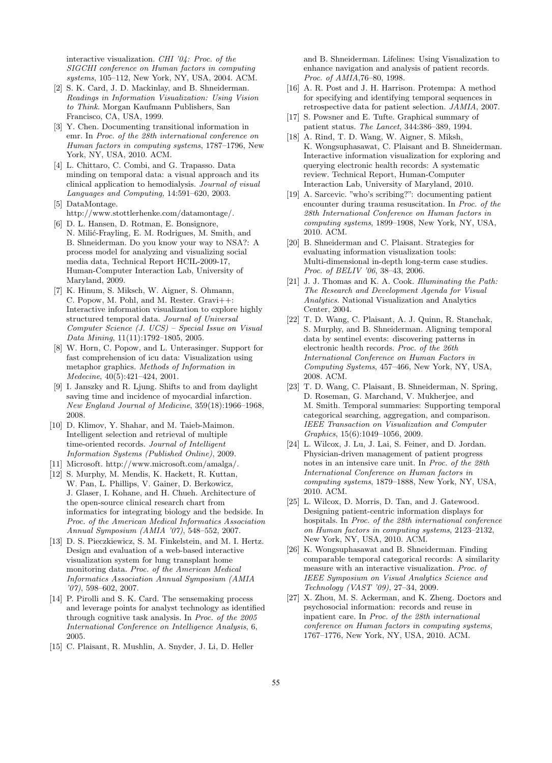interactive visualization. *CHI '04: Proc. of the SIGCHI conference on Human factors in computing systems*, 105–112, New York, NY, USA, 2004. ACM.

[2] S. K. Card, J. D. Mackinlay, and B. Shneiderman. *Readings in Information Visualization: Using Vision to Think*. Morgan Kaufmann Publishers, San Francisco, CA, USA, 1999.

[3] Y. Chen. Documenting transitional information in emr. In *Proc. of the 28th international conference on Human factors in computing systems*, 1787–1796, New York, NY, USA, 2010. ACM.

[4] L. Chittaro, C. Combi, and G. Trapasso. Data minding on temporal data: a visual approach and its clinical application to hemodialysis. *Journal of visual Languages and Computing*, 14:591–620, 2003.

[5] DataMontage. http://www.stottlerhenke.com/datamontage/.

[6] D. L. Hansen, D. Rotman, E. Bonsignore, N. Milić-Frayling, E. M. Rodrigues, M. Smith, and B. Shneiderman. Do you know your way to NSA?: A process model for analyzing and visualizing social media data, Technical Report HCIL-2009-17, Human-Computer Interaction Lab, University of Maryland, 2009.

[7] K. Hinum, S. Miksch, W. Aigner, S. Ohmann, C. Popow, M. Pohl, and M. Rester. Gravi++: Interactive information visualization to explore highly structured temporal data. *Journal of Universal Computer Science (J. UCS) – Special Issue on Visual Data Mining*, 11(11):1792–1805, 2005.

[8] W. Horn, C. Popow, and L. Unterasinger. Support for fast comprehension of icu data: Visualization using metaphor graphics. *Methods of Information in Medecine*, 40(5):421–424, 2001.

[9] I. Janszky and R. Ljung. Shifts to and from daylight saving time and incidence of myocardial infarction. *New England Journal of Medicine*, 359(18):1966–1968, 2008.

[10] D. Klimov, Y. Shahar, and M. Taieb-Maimon. Intelligent selection and retrieval of multiple time-oriented records. *Journal of Intelligent Information Systems (Published Online)*, 2009.

[11] Microsoft. http://www.microsoft.com/amalga/.

[12] S. Murphy, M. Mendis, K. Hackett, R. Kuttan, W. Pan, L. Phillips, V. Gainer, D. Berkowicz, J. Glaser, I. Kohane, and H. Chueh. Architecture of the open-source clinical research chart from informatics for integrating biology and the bedside. In *Proc. of the American Medical Informatics Association Annual Symposium (AMIA '07)*, 548–552, 2007.

[13] D. S. Pieczkiewicz, S. M. Finkelstein, and M. I. Hertz. Design and evaluation of a web-based interactive visualization system for lung transplant home monitoring data. *Proc. of the American Medical Informatics Association Annual Symposium (AMIA '07)*, 598–602, 2007.

[14] P. Pirolli and S. K. Card. The sensemaking process and leverage points for analyst technology as identified through cognitive task analysis. In *Proc. of the 2005 International Conference on Intelligence Analysis*, 6, 2005.

[15] C. Plaisant, R. Mushlin, A. Snyder, J. Li, D. Heller and B. Shneiderman. Lifelines: Using Visualization to enhance navigation and analysis of patient records. *Proc. of AMIA*,76–80, 1998.

[16] A. R. Post and J. H. Harrison. Protempa: A method for specifying and identifying temporal sequences in retrospective data for patient selection. *JAMIA*, 2007.

[17] S. Powsner and E. Tufte. Graphical summary of patient status. *The Lancet*, 344:386–389, 1994.

[18] A. Rind, T. D. Wang, W. Aigner, S. Miksh, K. Wongsuphasawat, C. Plaisant and B. Shneiderman. Interactive information visualization for exploring and querying electronic health records: A systematic review. Technical Report, Human-Computer Interaction Lab, University of Maryland, 2010.

[19] A. Sarcevic. "who's scribing?": documenting patient encounter during trauma resuscitation. In *Proc. of the 28th International Conference on Human factors in computing systems*, 1899–1908, New York, NY, USA, 2010. ACM.

[20] B. Shneiderman and C. Plaisant. Strategies for evaluating information visualization tools: Multi-dimensional in-depth long-term case studies. *Proc. of BELIV '06*, 38–43, 2006.

[21] J. J. Thomas and K. A. Cook. *Illuminating the Path: The Research and Development Agenda for Visual Analytics*. National Visualization and Analytics Center, 2004.

[22] T. D. Wang, C. Plaisant, A. J. Quinn, R. Stanchak, S. Murphy, and B. Shneiderman. Aligning temporal data by sentinel events: discovering patterns in electronic health records. *Proc. of the 26th International Conference on Human Factors in Computing Systems*, 457–466, New York, NY, USA, 2008. ACM.

[23] T. D. Wang, C. Plaisant, B. Shneiderman, N. Spring, D. Roseman, G. Marchand, V. Mukherjee, and M. Smith. Temporal summaries: Supporting temporal categorical searching, aggregation, and comparison. *IEEE Transaction on Visualization and Computer Graphics*, 15(6):1049–1056, 2009.

[24] L. Wilcox, J. Lu, J. Lai, S. Feiner, and D. Jordan. Physician-driven management of patient progress notes in an intensive care unit. In *Proc. of the 28th International Conference on Human factors in computing systems*, 1879–1888, New York, NY, USA, 2010. ACM.

[25] L. Wilcox, D. Morris, D. Tan, and J. Gatewood. Designing patient-centric information displays for hospitals. In *Proc. of the 28th international conference on Human factors in computing systems*, 2123–2132, New York, NY, USA, 2010. ACM.

[26] K. Wongsuphasawat and B. Shneiderman. Finding comparable temporal categorical records: A similarity measure with an interactive visualization. *Proc. of IEEE Symposium on Visual Analytics Science and Technology (VAST '09)*, 27–34, 2009.

[27] X. Zhou, M. S. Ackerman, and K. Zheng. Doctors and psychosocial information: records and reuse in inpatient care. In *Proc. of the 28th international conference on Human factors in computing systems*, 1767–1776, New York, NY, USA, 2010. ACM.